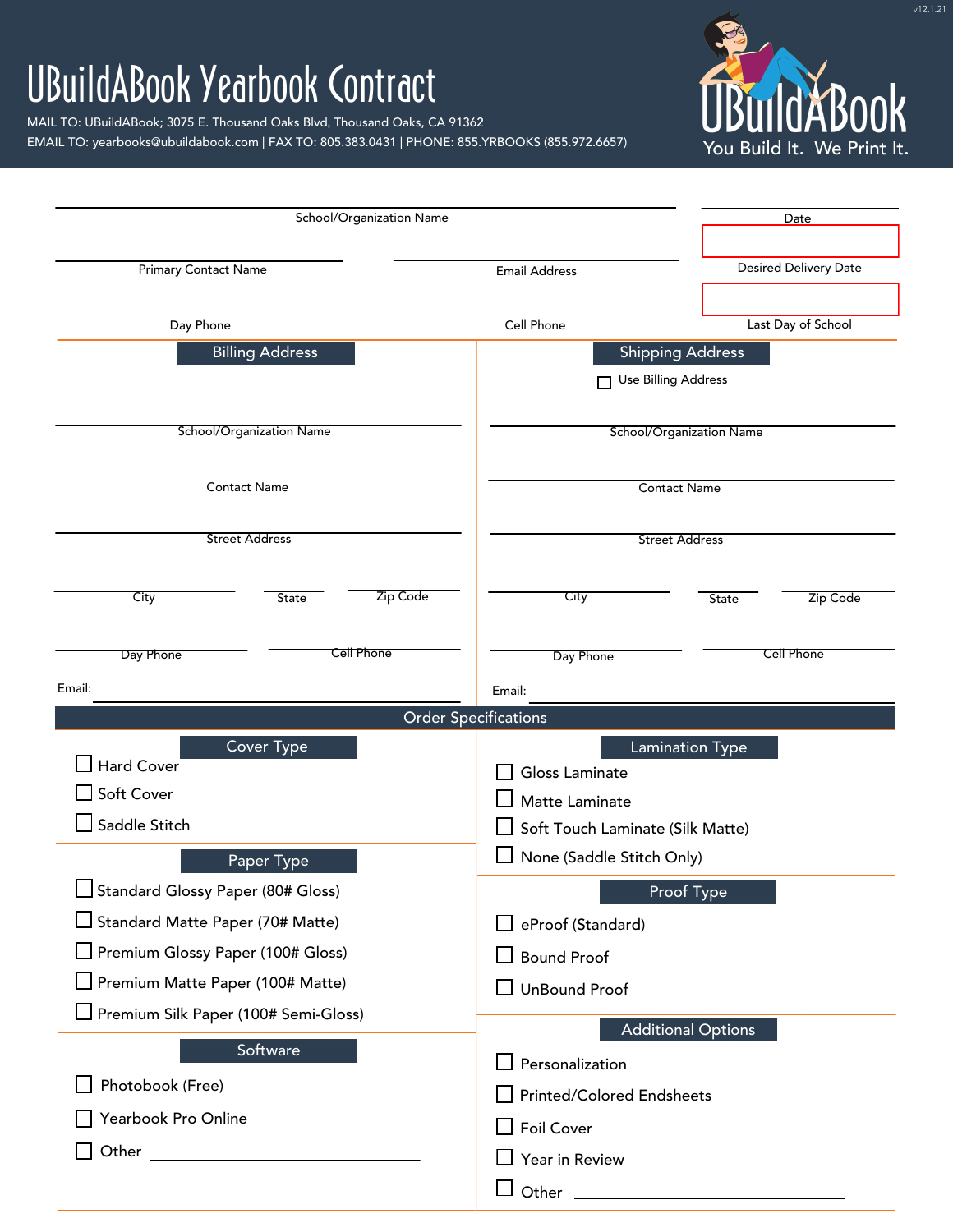# UBuildABook Yearbook Contract

MAIL TO: UBuildABook; 3075 E. Thousand Oaks Blvd, Thousand Oaks, CA 91362
EMAIL TO: yearbooks@ubuildabook.com | FAX TO: 805.383.0431 | PHONE: 855.YRBOOKS (855.972.6657)

UBuildABook
You Build It. We Print It.

School/Organization Name: ____________________

Date: ____________________

Primary Contact Name: ____________________

Email Address: ____________________

Desired Delivery Date: ____________________

Day Phone: ____________________

Cell Phone: ____________________

Last Day of School: ____________________

## Billing Address

School/Organization Name: ____________________

Contact Name: ____________________

Street Address: ____________________

City: __________ State: __________ Zip Code: __________

Day Phone: __________ Cell Phone: __________

Email: ____________________

## Shipping Address

☐ Use Billing Address

School/Organization Name: ____________________

Contact Name: ____________________

Street Address: ____________________

City: __________ State: __________ Zip Code: __________

Day Phone: __________ Cell Phone: __________

Email: ____________________

## Order Specifications

### Cover Type

- ☐ Hard Cover
- ☐ Soft Cover
- ☐ Saddle Stitch

### Paper Type

- ☐ Standard Glossy Paper (80# Gloss)
- ☐ Standard Matte Paper (70# Matte)
- ☐ Premium Glossy Paper (100# Gloss)
- ☐ Premium Matte Paper (100# Matte)
- ☐ Premium Silk Paper (100# Semi-Gloss)

### Software

- ☐ Photobook (Free)
- ☐ Yearbook Pro Online
- ☐ Other ____________________

### Lamination Type

- ☐ Gloss Laminate
- ☐ Matte Laminate
- ☐ Soft Touch Laminate (Silk Matte)
- ☐ None (Saddle Stitch Only)

### Proof Type

- ☐ eProof (Standard)
- ☐ Bound Proof
- ☐ UnBound Proof

### Additional Options

- ☐ Personalization
- ☐ Printed/Colored Endsheets
- ☐ Foil Cover
- ☐ Year in Review
- ☐ Other ____________________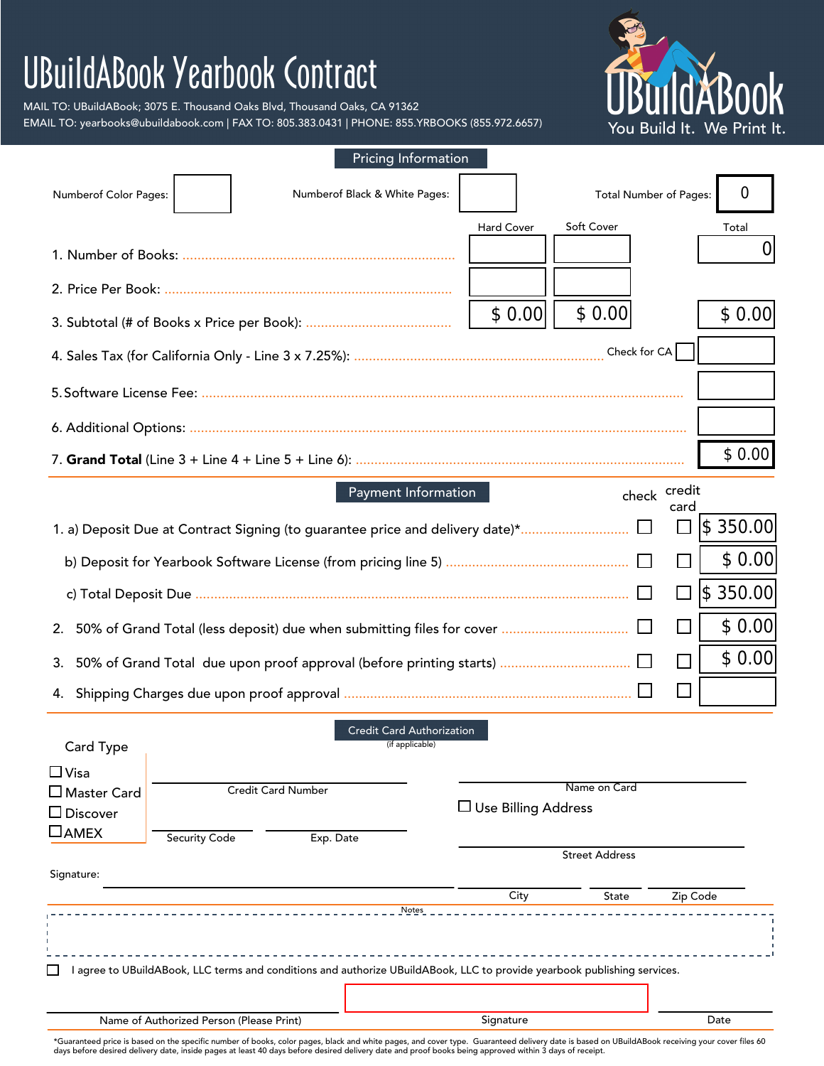# UBuildABook Yearbook Contract

MAIL TO: UBuildABook; 3075 E. Thousand Oaks Blvd, Thousand Oaks, CA 91362
EMAIL TO: yearbooks@ubuildabook.com | FAX TO: 805.383.0431 | PHONE: 855.YRBOOKS (855.972.6657)

UBuildABook
You Build It. We Print It.

## Pricing Information

Numberof Color Pages: ______ Numberof Black & White Pages: ______ Total Number of Pages: 0

| | Hard Cover | Soft Cover | Total |
|---|---|---|---|
| 1. Number of Books: | | | 0 |
| 2. Price Per Book: | | | |
| 3. Subtotal (# of Books x Price per Book): | $ 0.00 | $ 0.00 | $ 0.00 |
| 4. Sales Tax (for California Only - Line 3 x 7.25%): | | Check for CA ☐ | |
| 5. Software License Fee: | | | |
| 6. Additional Options: | | | |
| 7. **Grand Total** (Line 3 + Line 4 + Line 5 + Line 6): | | | $ 0.00 |

## Payment Information

| | check | credit card | |
|---|---|---|---|
| 1. a) Deposit Due at Contract Signing (to guarantee price and delivery date)* | ☐ | ☐ | $ 350.00 |
| b) Deposit for Yearbook Software License (from pricing line 5) | ☐ | ☐ | $ 0.00 |
| c) Total Deposit Due | ☐ | ☐ | $ 350.00 |
| 2. 50% of Grand Total (less deposit) due when submitting files for cover | ☐ | ☐ | $ 0.00 |
| 3. 50% of Grand Total due upon proof approval (before printing starts) | ☐ | ☐ | $ 0.00 |
| 4. Shipping Charges due upon proof approval | ☐ | ☐ | |

## Credit Card Authorization

(if applicable)

Card Type

☐ Visa
☐ Master Card
☐ Discover
☐ AMEX

Credit Card Number

Security Code

Exp. Date

Name on Card

☐ Use Billing Address

Street Address

City

State

Zip Code

Signature:

Notes

☐ I agree to UBuildABook, LLC terms and conditions and authorize UBuildABook, LLC to provide yearbook publishing services.

Name of Authorized Person (Please Print)

Signature

Date

*Guaranteed price is based on the specific number of books, color pages, black and white pages, and cover type. Guaranteed delivery date is based on UBuildABook receiving your cover files 60 days before desired delivery date, inside pages at least 40 days before desired delivery date and proof books being approved within 3 days of receipt.